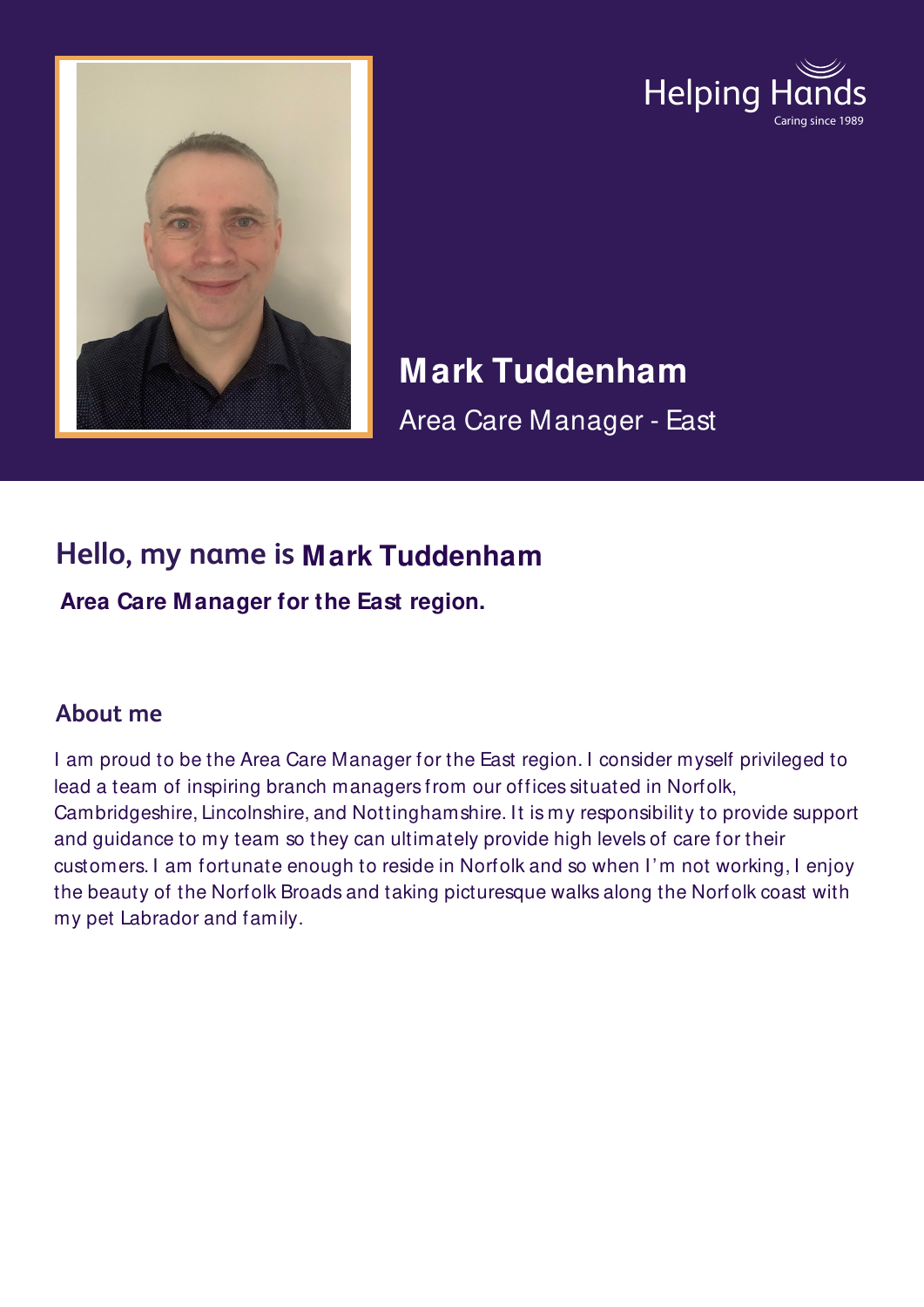Helping Hands
Caring since 1989

# Mark Tuddenham

Area Care Manager - East

## Hello, my name is Mark Tuddenham

**Area Care Manager for the East region.**

## About me

I am proud to be the Area Care Manager for the East region. I consider myself privileged to lead a team of inspiring branch managers from our offices situated in Norfolk, Cambridgeshire, Lincolnshire, and Nottinghamshire. It is my responsibility to provide support and guidance to my team so they can ultimately provide high levels of care for their customers. I am fortunate enough to reside in Norfolk and so when I'm not working, I enjoy the beauty of the Norfolk Broads and taking picturesque walks along the Norfolk coast with my pet Labrador and family.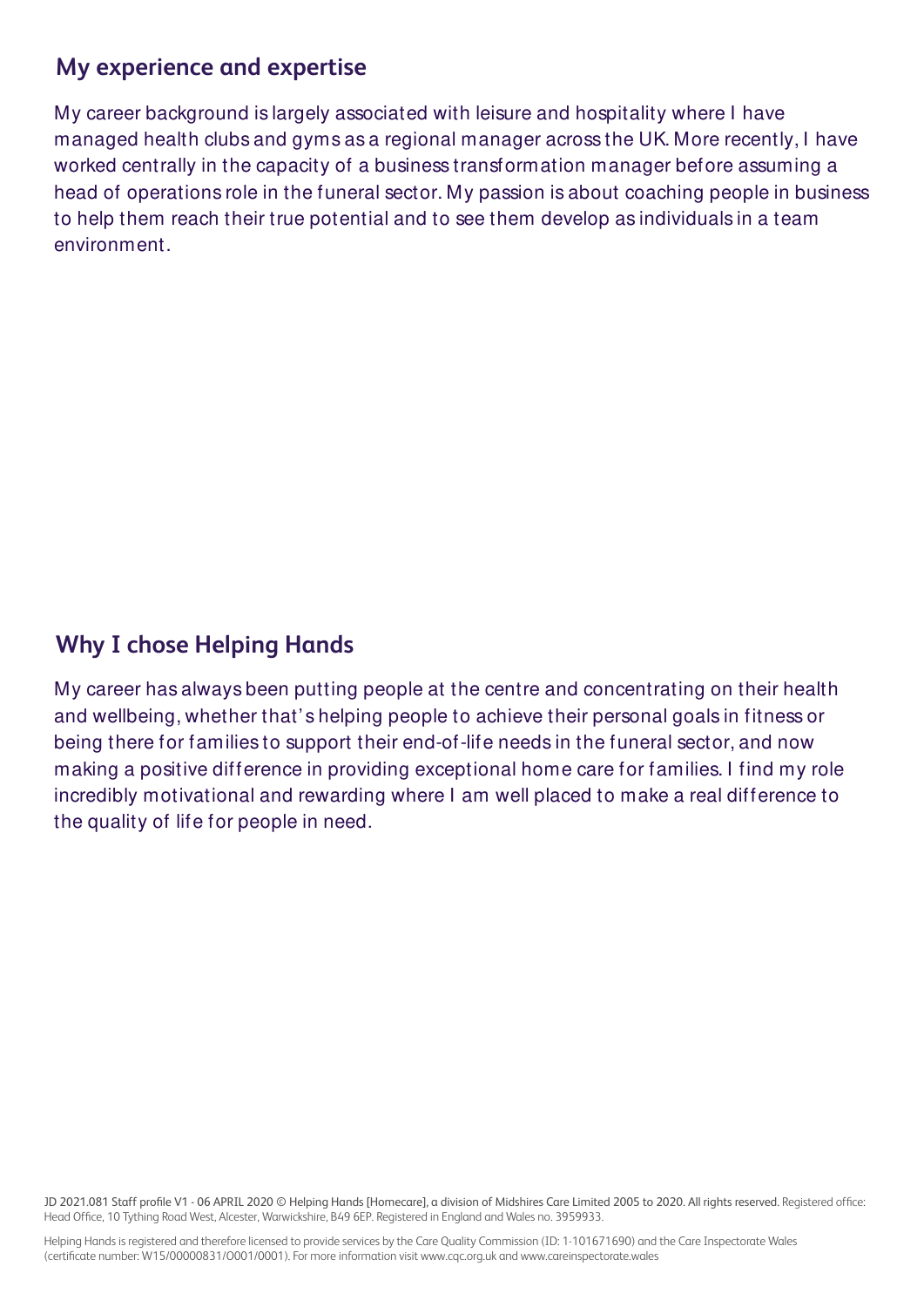## My experience and expertise

My career background is largely associated with leisure and hospitality where I have managed health clubs and gyms as a regional manager across the UK. More recently, I have worked centrally in the capacity of a business transformation manager before assuming a head of operations role in the funeral sector. My passion is about coaching people in business to help them reach their true potential and to see them develop as individuals in a team environment.

## Why I chose Helping Hands

My career has always been putting people at the centre and concentrating on their health and wellbeing, whether that's helping people to achieve their personal goals in fitness or being there for families to support their end-of-life needs in the funeral sector, and now making a positive difference in providing exceptional home care for families. I find my role incredibly motivational and rewarding where I am well placed to make a real difference to the quality of life for people in need.

JD 2021.081 Staff profile V1 - 06 APRIL 2020 © Helping Hands [Homecare], a division of Midshires Care Limited 2005 to 2020. All rights reserved. Registered office: Head Office, 10 Tything Road West, Alcester, Warwickshire, B49 6EP. Registered in England and Wales no. 3959933.

Helping Hands is registered and therefore licensed to provide services by the Care Quality Commission (ID: 1-101671690) and the Care Inspectorate Wales (certificate number: W15/00000831/O001/0001). For more information visit www.cqc.org.uk and www.careinspectorate.wales